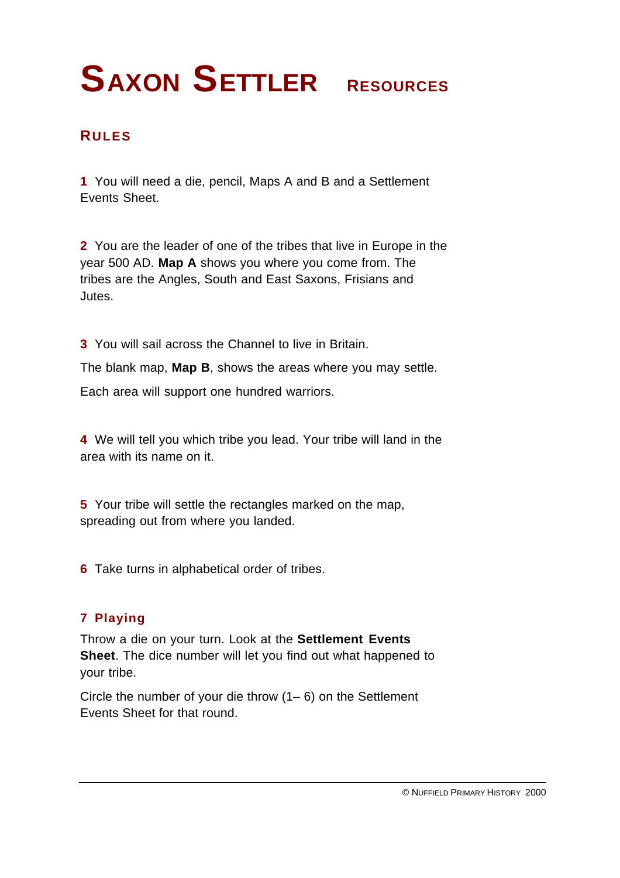# SAXON SETTLER RESOURCES

## RULES

**1** You will need a die, pencil, Maps A and B and a Settlement Events Sheet.

**2** You are the leader of one of the tribes that live in Europe in the year 500 AD. **Map A** shows you where you come from. The tribes are the Angles, South and East Saxons, Frisians and Jutes.

**3** You will sail across the Channel to live in Britain.

The blank map, **Map B**, shows the areas where you may settle.

Each area will support one hundred warriors.

**4** We will tell you which tribe you lead. Your tribe will land in the area with its name on it.

**5** Your tribe will settle the rectangles marked on the map, spreading out from where you landed.

**6** Take turns in alphabetical order of tribes.

### 7 Playing

Throw a die on your turn. Look at the **Settlement Events Sheet**. The dice number will let you find out what happened to your tribe.

Circle the number of your die throw (1– 6) on the Settlement Events Sheet for that round.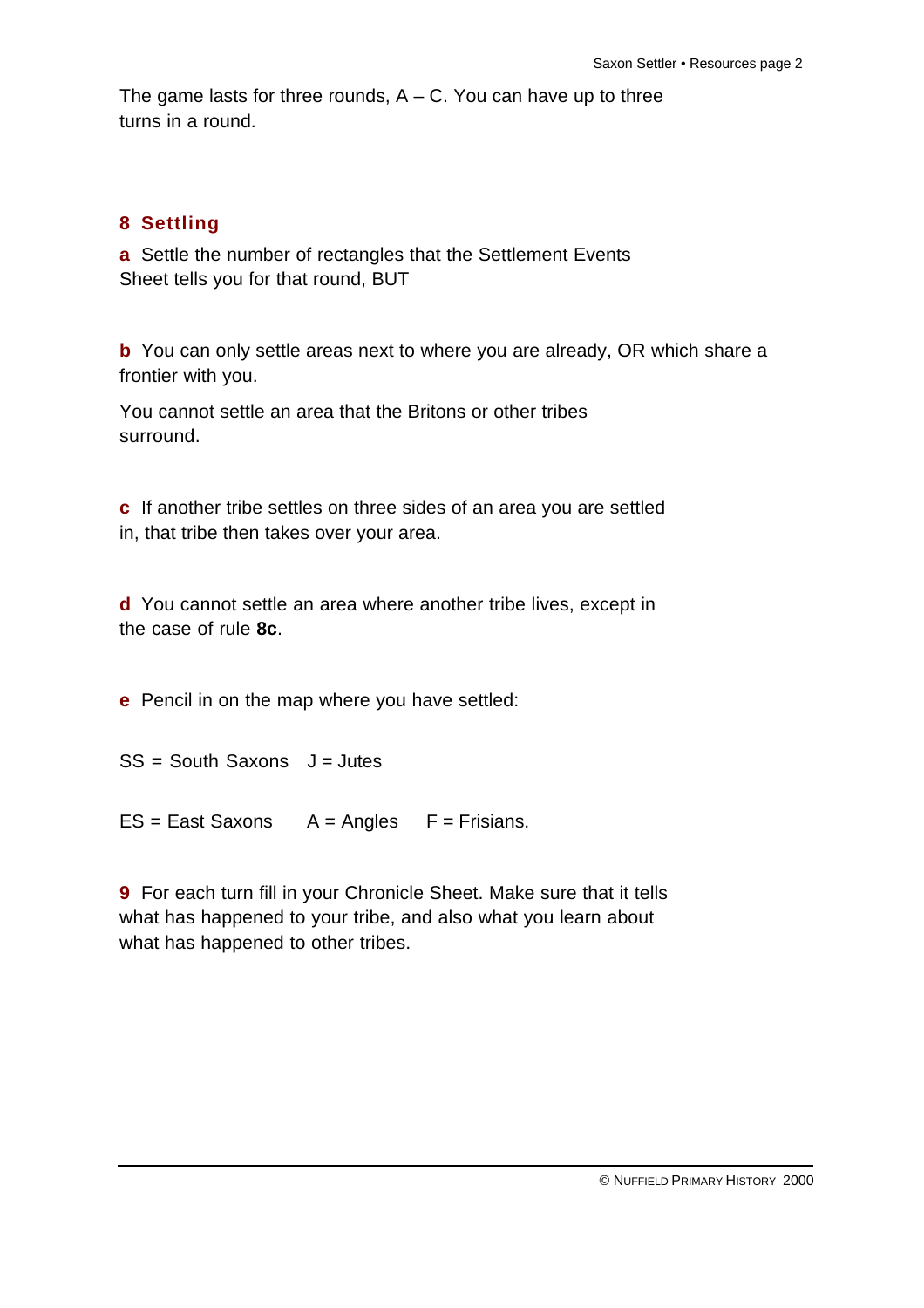The game lasts for three rounds, A – C. You can have up to three turns in a round.

## 8 Settling

**a** Settle the number of rectangles that the Settlement Events Sheet tells you for that round, BUT

**b** You can only settle areas next to where you are already, OR which share a frontier with you.

You cannot settle an area that the Britons or other tribes surround.

**c** If another tribe settles on three sides of an area you are settled in, that tribe then takes over your area.

**d** You cannot settle an area where another tribe lives, except in the case of rule **8c**.

**e** Pencil in on the map where you have settled:

SS = South Saxons J = Jutes

ES = East Saxons A = Angles F = Frisians.

**9** For each turn fill in your Chronicle Sheet. Make sure that it tells what has happened to your tribe, and also what you learn about what has happened to other tribes.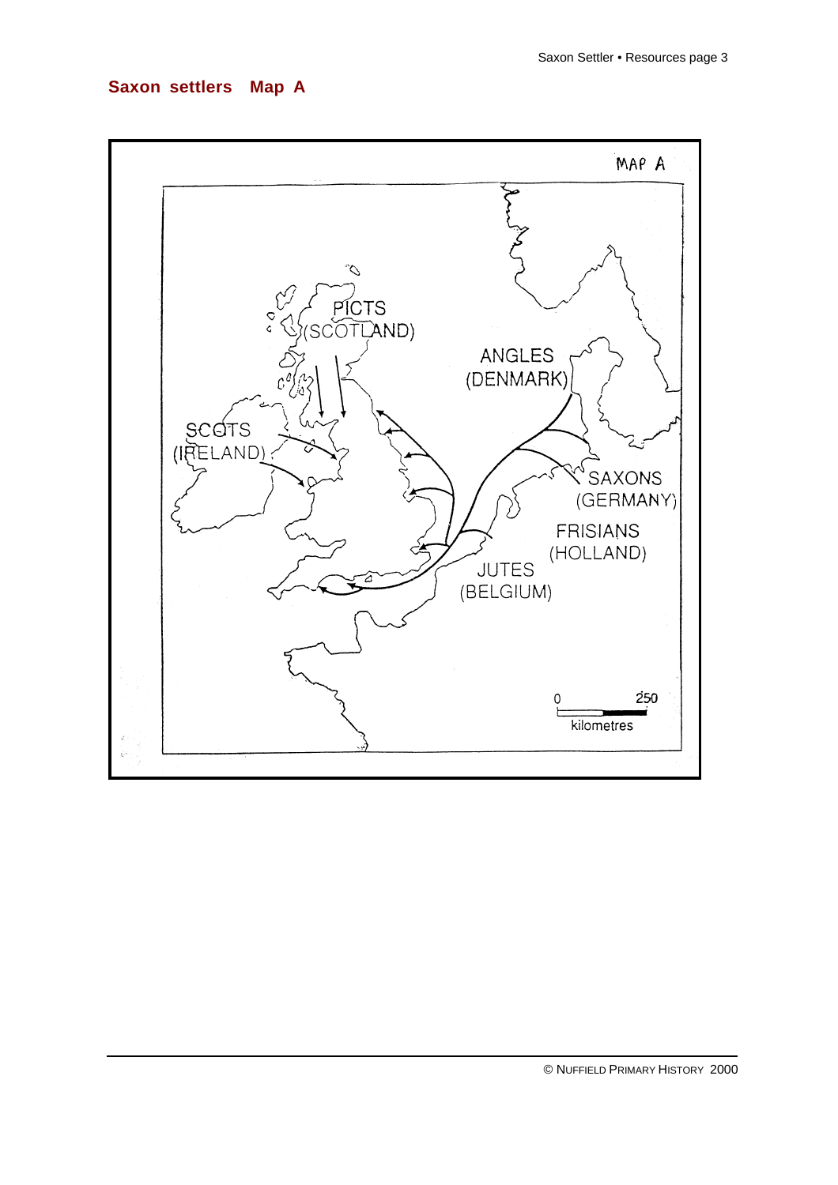## Saxon settlers Map A

MAP A

PICTS
(SCOTLAND)

ANGLES
(DENMARK)

SCOTS
(IRELAND)

SAXONS
(GERMANY)

FRISIANS
(HOLLAND)

JUTES
(BELGIUM)

0 250
kilometres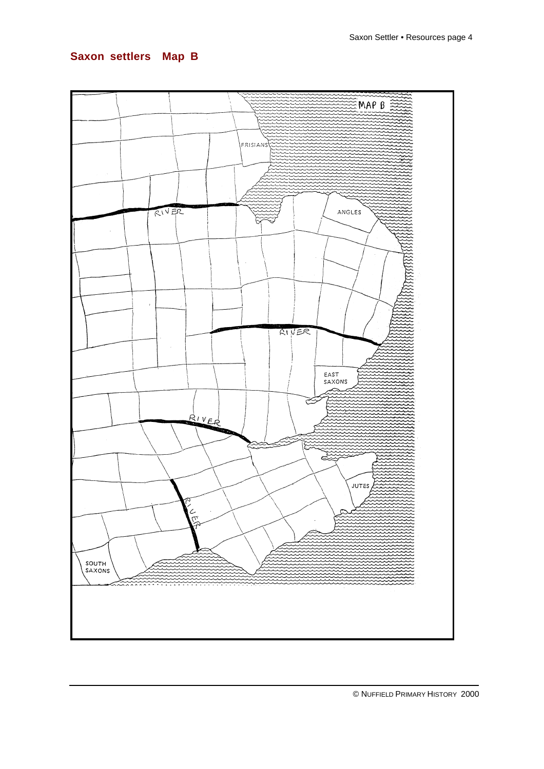# Saxon settlers Map B

MAP B

FRISIANS

RIVER

ANGLES

RIVER

EAST SAXONS

RIVER

JUTES

RIVER

SOUTH SAXONS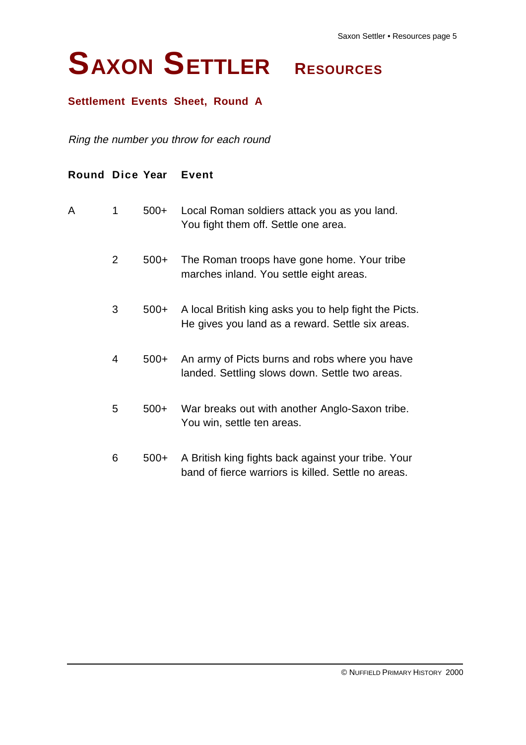# SAXON SETTLER RESOURCES

### Settlement Events Sheet, Round A

*Ring the number you throw for each round*

| Round | Dice | Year | Event |
|---|---|---|---|
| A | 1 | 500+ | Local Roman soldiers attack you as you land. You fight them off. Settle one area. |
| | 2 | 500+ | The Roman troops have gone home. Your tribe marches inland. You settle eight areas. |
| | 3 | 500+ | A local British king asks you to help fight the Picts. He gives you land as a reward. Settle six areas. |
| | 4 | 500+ | An army of Picts burns and robs where you have landed. Settling slows down. Settle two areas. |
| | 5 | 500+ | War breaks out with another Anglo-Saxon tribe. You win, settle ten areas. |
| | 6 | 500+ | A British king fights back against your tribe. Your band of fierce warriors is killed. Settle no areas. |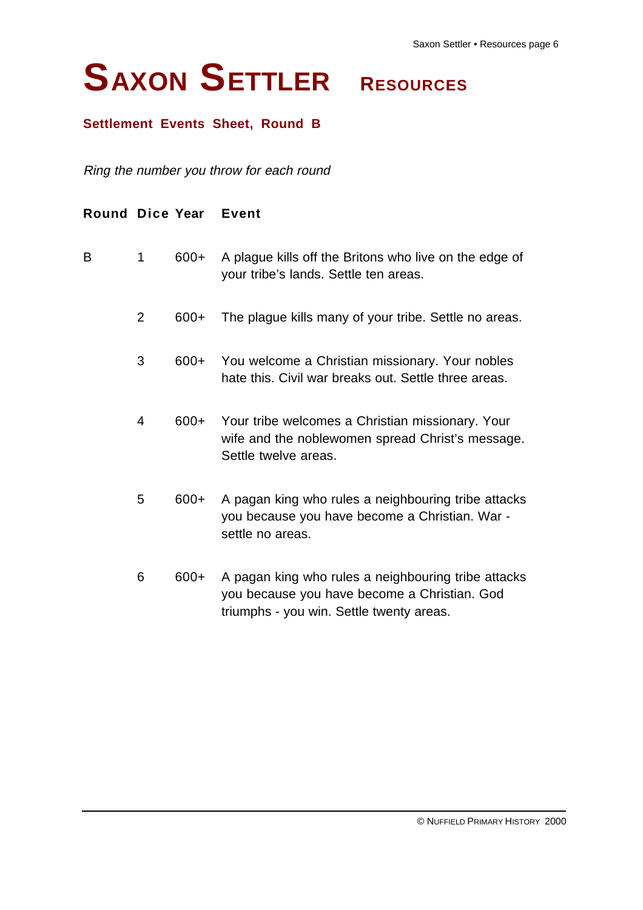# SAXON SETTLER RESOURCES

## Settlement Events Sheet, Round B

*Ring the number you throw for each round*

| Round | Dice | Year | Event |
|---|---|---|---|
| B | 1 | 600+ | A plague kills off the Britons who live on the edge of your tribe's lands. Settle ten areas. |
| | 2 | 600+ | The plague kills many of your tribe. Settle no areas. |
| | 3 | 600+ | You welcome a Christian missionary. Your nobles hate this. Civil war breaks out. Settle three areas. |
| | 4 | 600+ | Your tribe welcomes a Christian missionary. Your wife and the noblewomen spread Christ's message. Settle twelve areas. |
| | 5 | 600+ | A pagan king who rules a neighbouring tribe attacks you because you have become a Christian. War - settle no areas. |
| | 6 | 600+ | A pagan king who rules a neighbouring tribe attacks you because you have become a Christian. God triumphs - you win. Settle twenty areas. |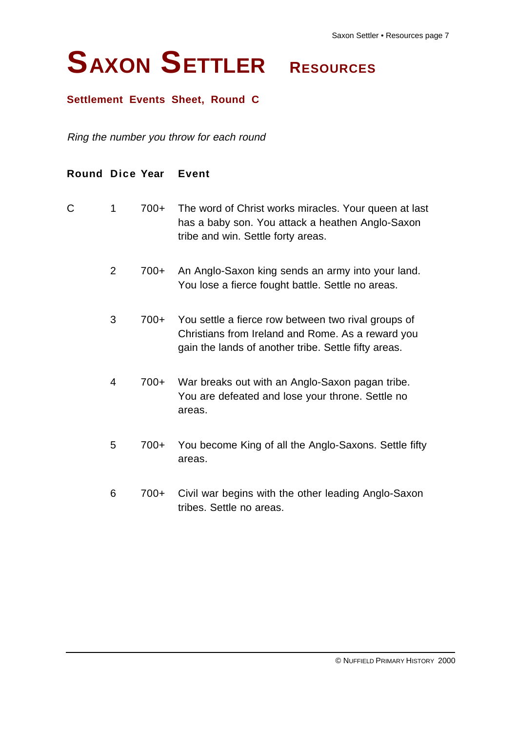# SAXON SETTLER RESOURCES

## Settlement Events Sheet, Round C

*Ring the number you throw for each round*

| Round | Dice | Year | Event |
|---|---|---|---|
| C | 1 | 700+ | The word of Christ works miracles. Your queen at last has a baby son. You attack a heathen Anglo-Saxon tribe and win. Settle forty areas. |
| | 2 | 700+ | An Anglo-Saxon king sends an army into your land. You lose a fierce fought battle. Settle no areas. |
| | 3 | 700+ | You settle a fierce row between two rival groups of Christians from Ireland and Rome. As a reward you gain the lands of another tribe. Settle fifty areas. |
| | 4 | 700+ | War breaks out with an Anglo-Saxon pagan tribe. You are defeated and lose your throne. Settle no areas. |
| | 5 | 700+ | You become King of all the Anglo-Saxons. Settle fifty areas. |
| | 6 | 700+ | Civil war begins with the other leading Anglo-Saxon tribes. Settle no areas. |

© NUFFIELD PRIMARY HISTORY 2000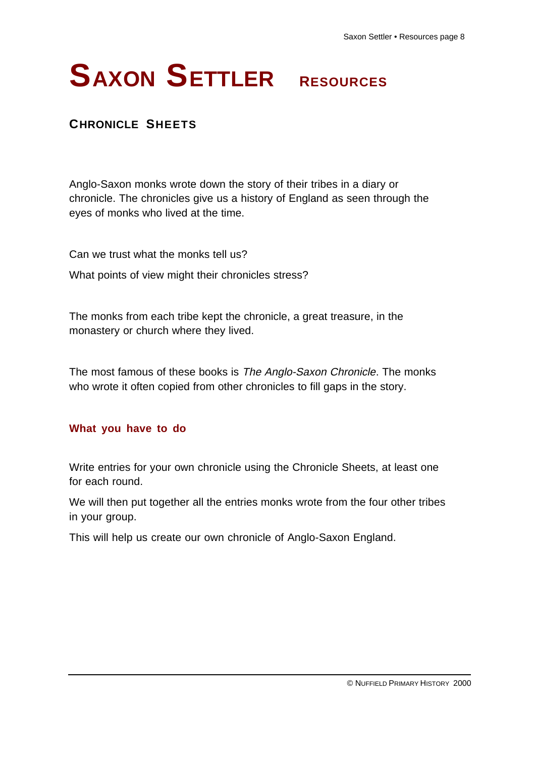# SAXON SETTLER RESOURCES

## CHRONICLE SHEETS

Anglo-Saxon monks wrote down the story of their tribes in a diary or chronicle. The chronicles give us a history of England as seen through the eyes of monks who lived at the time.

Can we trust what the monks tell us?

What points of view might their chronicles stress?

The monks from each tribe kept the chronicle, a great treasure, in the monastery or church where they lived.

The most famous of these books is *The Anglo-Saxon Chronicle*. The monks who wrote it often copied from other chronicles to fill gaps in the story.

### What you have to do

Write entries for your own chronicle using the Chronicle Sheets, at least one for each round.

We will then put together all the entries monks wrote from the four other tribes in your group.

This will help us create our own chronicle of Anglo-Saxon England.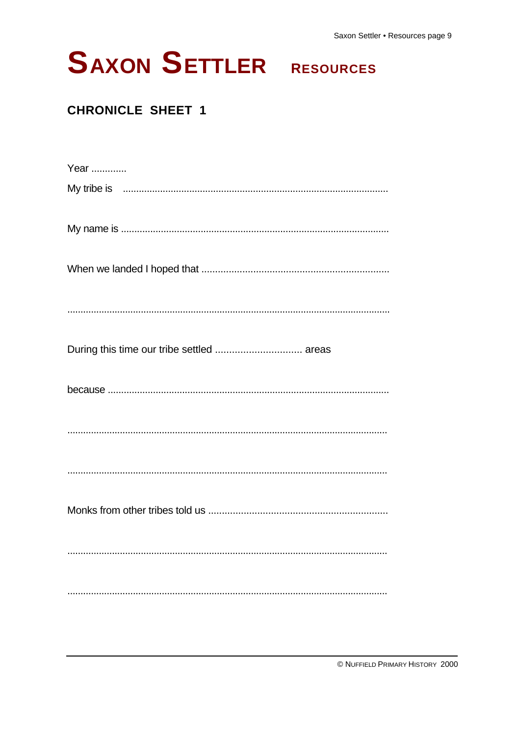# SAXON SETTLER RESOURCES

## CHRONICLE SHEET 1

Year .............

My tribe is ...................................................................................................

My name is ...................................................................................................

When we landed I hoped that ....................................................................

.........................................................................................................................

During this time our tribe settled ............................... areas

because .........................................................................................................

.........................................................................................................................

.........................................................................................................................

Monks from other tribes told us .................................................................

.........................................................................................................................

.........................................................................................................................

© NUFFIELD PRIMARY HISTORY 2000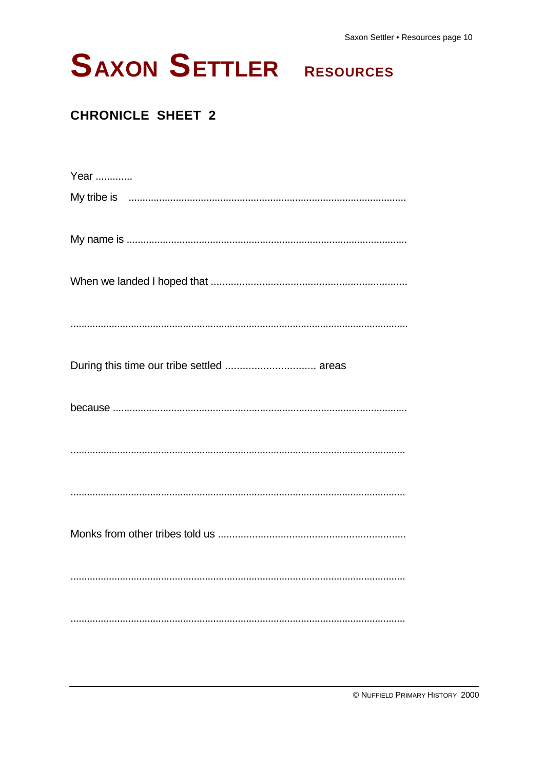# SAXON SETTLER RESOURCES

## CHRONICLE SHEET 2

Year .............

My tribe is ...................................................................................................

My name is ...................................................................................................

When we landed I hoped that .....................................................................

.........................................................................................................................

During this time our tribe settled ............................... areas

because ........................................................................................................

........................................................................................................................

........................................................................................................................

Monks from other tribes told us ..................................................................

........................................................................................................................

........................................................................................................................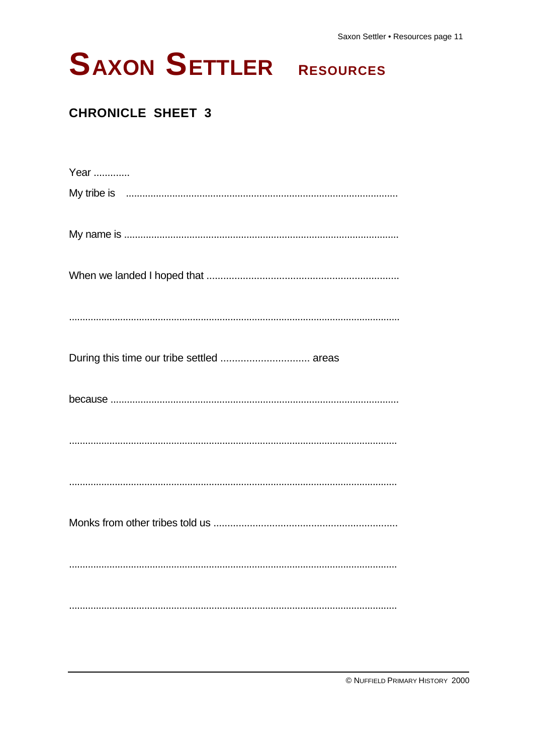# Saxon Settler Resources

## CHRONICLE SHEET 3

Year .............

My tribe is ....................................................................................................

My name is ....................................................................................................

When we landed I hoped that .....................................................................

.........................................................................................................................

During this time our tribe settled ............................... areas

because .........................................................................................................

.........................................................................................................................

.........................................................................................................................

Monks from other tribes told us ..................................................................

.........................................................................................................................

.........................................................................................................................

© Nuffield Primary History 2000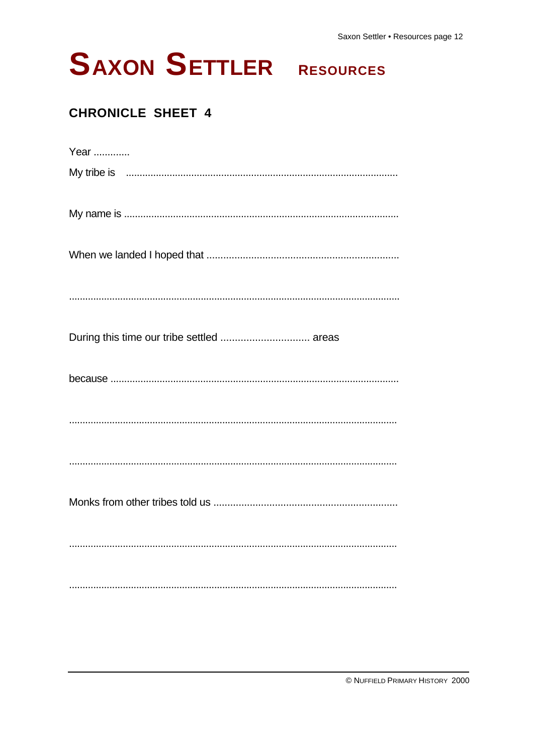# SAXON SETTLER RESOURCES

## CHRONICLE SHEET 4

Year .............

My tribe is ..................................................................................................

My name is ..................................................................................................

When we landed I hoped that ....................................................................

.......................................................................................................................

During this time our tribe settled ............................... areas

because .......................................................................................................

.......................................................................................................................

.......................................................................................................................

Monks from other tribes told us .................................................................

.......................................................................................................................

.......................................................................................................................

© NUFFIELD PRIMARY HISTORY 2000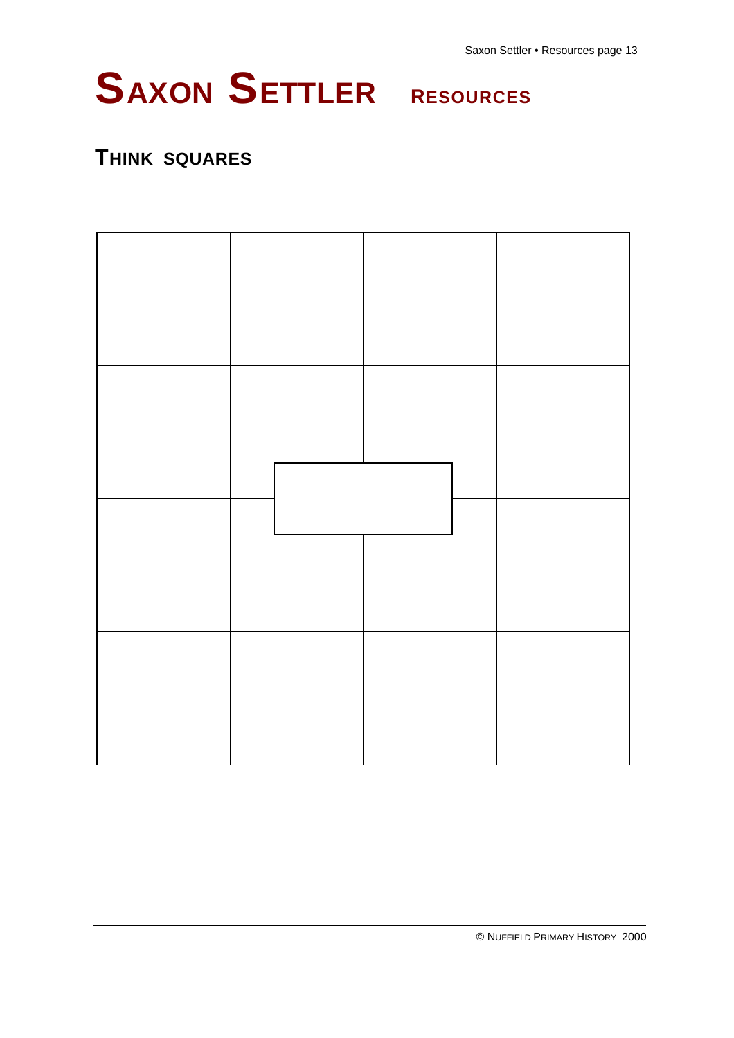# SAXON SETTLER RESOURCES

## THINK SQUARES

| | | | |
|---|---|---|---|
| | | | |
| | | | |
| | | | |
| | | | |

© NUFFIELD PRIMARY HISTORY 2000